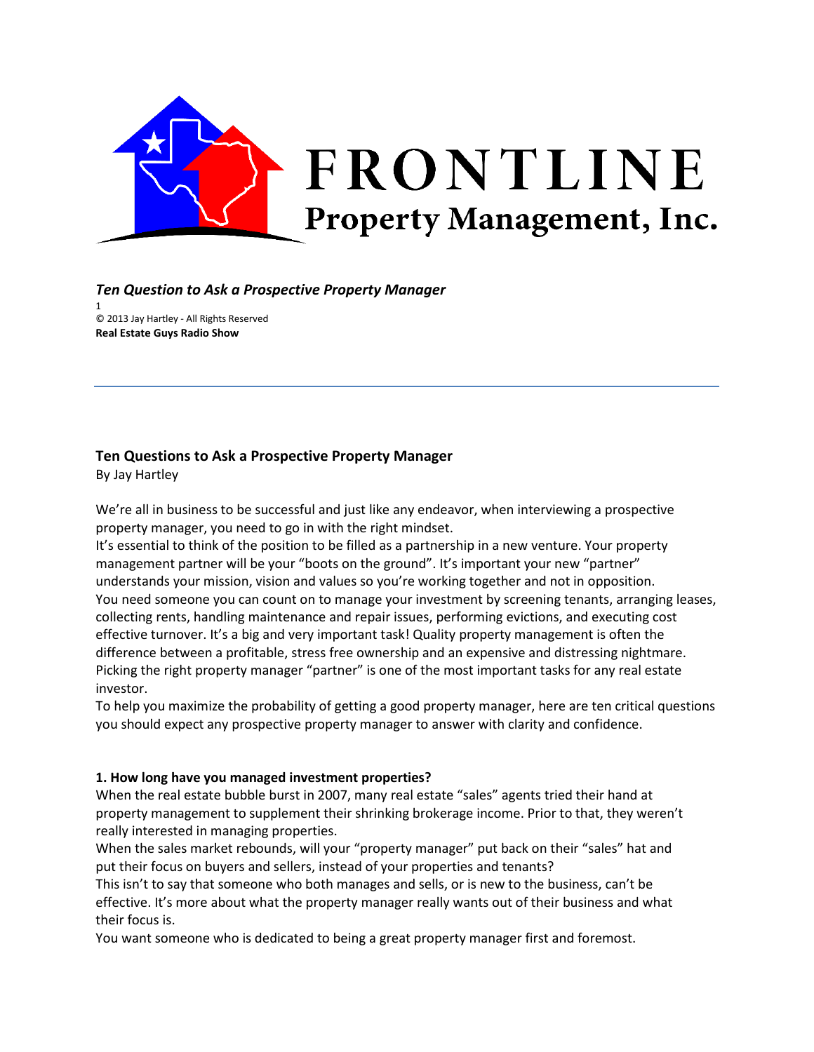# FRONTLINE
## Property Management, Inc.

***Ten Question to Ask a Prospective Property Manager***
1
© 2013 Jay Hartley - All Rights Reserved
**Real Estate Guys Radio Show**

---

## Ten Questions to Ask a Prospective Property Manager

By Jay Hartley

We're all in business to be successful and just like any endeavor, when interviewing a prospective property manager, you need to go in with the right mindset.

It's essential to think of the position to be filled as a partnership in a new venture. Your property management partner will be your "boots on the ground". It's important your new "partner" understands your mission, vision and values so you're working together and not in opposition.

You need someone you can count on to manage your investment by screening tenants, arranging leases, collecting rents, handling maintenance and repair issues, performing evictions, and executing cost effective turnover. It's a big and very important task! Quality property management is often the difference between a profitable, stress free ownership and an expensive and distressing nightmare.

Picking the right property manager "partner" is one of the most important tasks for any real estate investor.

To help you maximize the probability of getting a good property manager, here are ten critical questions you should expect any prospective property manager to answer with clarity and confidence.

### 1. How long have you managed investment properties?

When the real estate bubble burst in 2007, many real estate "sales" agents tried their hand at property management to supplement their shrinking brokerage income. Prior to that, they weren't really interested in managing properties.

When the sales market rebounds, will your "property manager" put back on their "sales" hat and put their focus on buyers and sellers, instead of your properties and tenants?

This isn't to say that someone who both manages and sells, or is new to the business, can't be effective. It's more about what the property manager really wants out of their business and what their focus is.

You want someone who is dedicated to being a great property manager first and foremost.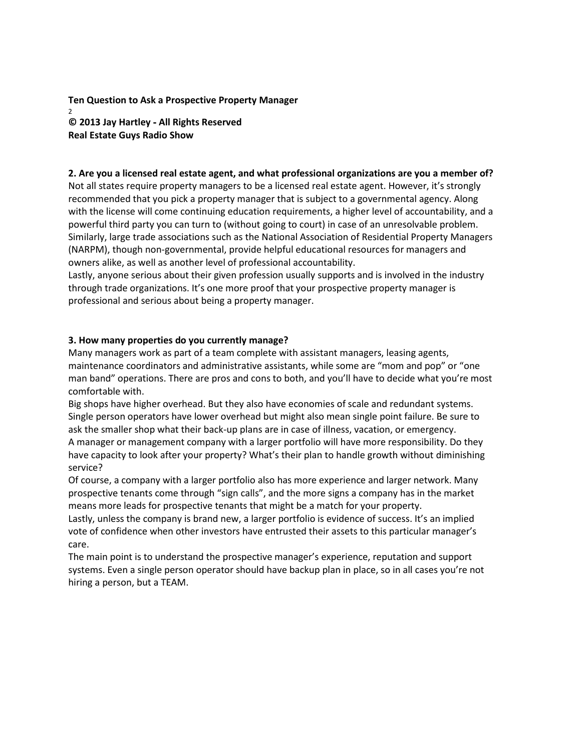## 2. Are you a licensed real estate agent, and what professional organizations are you a member of?

Not all states require property managers to be a licensed real estate agent. However, it's strongly recommended that you pick a property manager that is subject to a governmental agency. Along with the license will come continuing education requirements, a higher level of accountability, and a powerful third party you can turn to (without going to court) in case of an unresolvable problem. Similarly, large trade associations such as the National Association of Residential Property Managers (NARPM), though non-governmental, provide helpful educational resources for managers and owners alike, as well as another level of professional accountability.

Lastly, anyone serious about their given profession usually supports and is involved in the industry through trade organizations. It's one more proof that your prospective property manager is professional and serious about being a property manager.

## 3. How many properties do you currently manage?

Many managers work as part of a team complete with assistant managers, leasing agents, maintenance coordinators and administrative assistants, while some are "mom and pop" or "one man band" operations. There are pros and cons to both, and you'll have to decide what you're most comfortable with.

Big shops have higher overhead. But they also have economies of scale and redundant systems. Single person operators have lower overhead but might also mean single point failure. Be sure to ask the smaller shop what their back-up plans are in case of illness, vacation, or emergency.

A manager or management company with a larger portfolio will have more responsibility. Do they have capacity to look after your property? What's their plan to handle growth without diminishing service?

Of course, a company with a larger portfolio also has more experience and larger network. Many prospective tenants come through "sign calls", and the more signs a company has in the market means more leads for prospective tenants that might be a match for your property.

Lastly, unless the company is brand new, a larger portfolio is evidence of success. It's an implied vote of confidence when other investors have entrusted their assets to this particular manager's care.

The main point is to understand the prospective manager's experience, reputation and support systems. Even a single person operator should have backup plan in place, so in all cases you're not hiring a person, but a TEAM.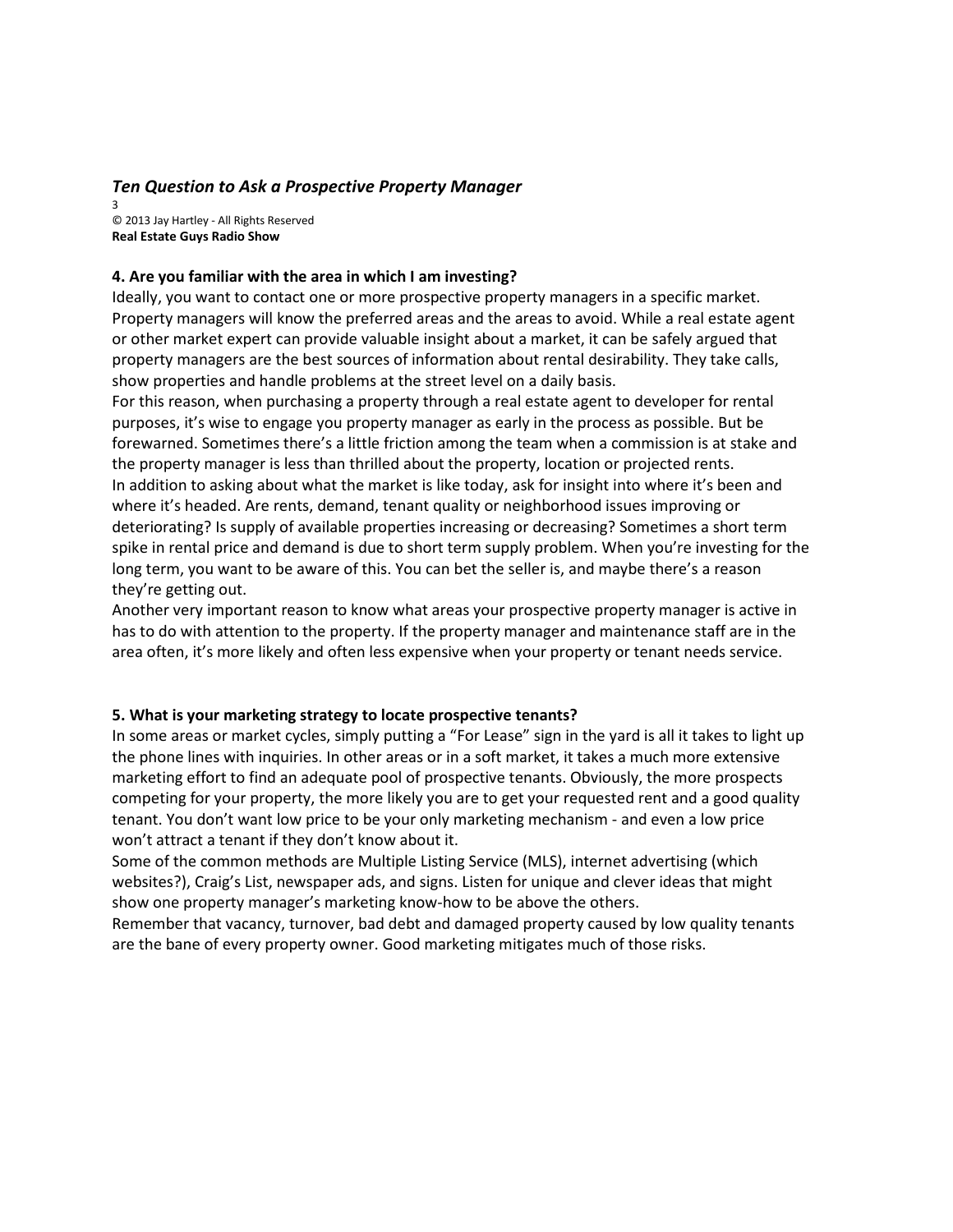#### 4. Are you familiar with the area in which I am investing?

Ideally, you want to contact one or more prospective property managers in a specific market. Property managers will know the preferred areas and the areas to avoid. While a real estate agent or other market expert can provide valuable insight about a market, it can be safely argued that property managers are the best sources of information about rental desirability. They take calls, show properties and handle problems at the street level on a daily basis.

For this reason, when purchasing a property through a real estate agent to developer for rental purposes, it's wise to engage you property manager as early in the process as possible. But be forewarned. Sometimes there's a little friction among the team when a commission is at stake and the property manager is less than thrilled about the property, location or projected rents.

In addition to asking about what the market is like today, ask for insight into where it's been and where it's headed. Are rents, demand, tenant quality or neighborhood issues improving or deteriorating? Is supply of available properties increasing or decreasing? Sometimes a short term spike in rental price and demand is due to short term supply problem. When you're investing for the long term, you want to be aware of this. You can bet the seller is, and maybe there's a reason they're getting out.

Another very important reason to know what areas your prospective property manager is active in has to do with attention to the property. If the property manager and maintenance staff are in the area often, it's more likely and often less expensive when your property or tenant needs service.

#### 5. What is your marketing strategy to locate prospective tenants?

In some areas or market cycles, simply putting a "For Lease" sign in the yard is all it takes to light up the phone lines with inquiries. In other areas or in a soft market, it takes a much more extensive marketing effort to find an adequate pool of prospective tenants. Obviously, the more prospects competing for your property, the more likely you are to get your requested rent and a good quality tenant. You don't want low price to be your only marketing mechanism - and even a low price won't attract a tenant if they don't know about it.

Some of the common methods are Multiple Listing Service (MLS), internet advertising (which websites?), Craig's List, newspaper ads, and signs. Listen for unique and clever ideas that might show one property manager's marketing know-how to be above the others.

Remember that vacancy, turnover, bad debt and damaged property caused by low quality tenants are the bane of every property owner. Good marketing mitigates much of those risks.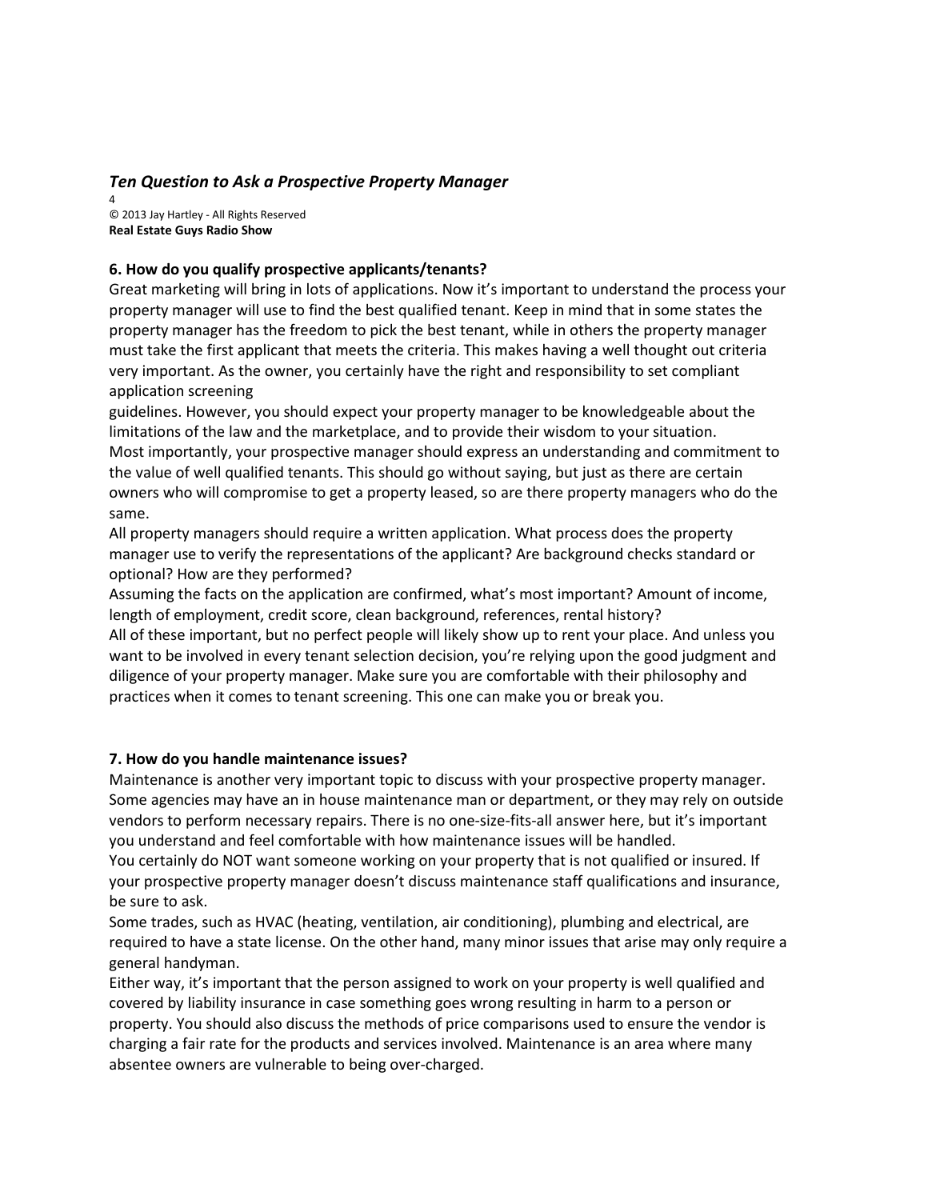### 6. How do you qualify prospective applicants/tenants?

Great marketing will bring in lots of applications. Now it's important to understand the process your property manager will use to find the best qualified tenant. Keep in mind that in some states the property manager has the freedom to pick the best tenant, while in others the property manager must take the first applicant that meets the criteria. This makes having a well thought out criteria very important. As the owner, you certainly have the right and responsibility to set compliant application screening guidelines. However, you should expect your property manager to be knowledgeable about the limitations of the law and the marketplace, and to provide their wisdom to your situation.

Most importantly, your prospective manager should express an understanding and commitment to the value of well qualified tenants. This should go without saying, but just as there are certain owners who will compromise to get a property leased, so are there property managers who do the same.

All property managers should require a written application. What process does the property manager use to verify the representations of the applicant? Are background checks standard or optional? How are they performed?

Assuming the facts on the application are confirmed, what's most important? Amount of income, length of employment, credit score, clean background, references, rental history?

All of these important, but no perfect people will likely show up to rent your place. And unless you want to be involved in every tenant selection decision, you're relying upon the good judgment and diligence of your property manager. Make sure you are comfortable with their philosophy and practices when it comes to tenant screening. This one can make you or break you.

### 7. How do you handle maintenance issues?

Maintenance is another very important topic to discuss with your prospective property manager. Some agencies may have an in house maintenance man or department, or they may rely on outside vendors to perform necessary repairs. There is no one-size-fits-all answer here, but it's important you understand and feel comfortable with how maintenance issues will be handled.

You certainly do NOT want someone working on your property that is not qualified or insured. If your prospective property manager doesn't discuss maintenance staff qualifications and insurance, be sure to ask.

Some trades, such as HVAC (heating, ventilation, air conditioning), plumbing and electrical, are required to have a state license. On the other hand, many minor issues that arise may only require a general handyman.

Either way, it's important that the person assigned to work on your property is well qualified and covered by liability insurance in case something goes wrong resulting in harm to a person or property. You should also discuss the methods of price comparisons used to ensure the vendor is charging a fair rate for the products and services involved. Maintenance is an area where many absentee owners are vulnerable to being over-charged.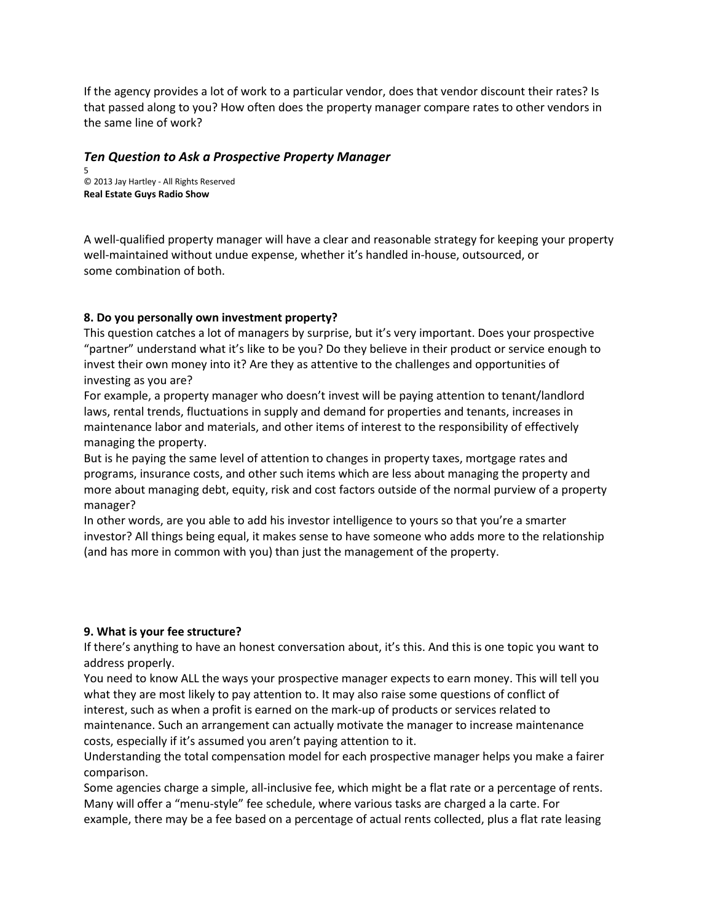If the agency provides a lot of work to a particular vendor, does that vendor discount their rates? Is that passed along to you? How often does the property manager compare rates to other vendors in the same line of work?

A well-qualified property manager will have a clear and reasonable strategy for keeping your property well-maintained without undue expense, whether it's handled in-house, outsourced, or some combination of both.

**8. Do you personally own investment property?**

This question catches a lot of managers by surprise, but it's very important. Does your prospective "partner" understand what it's like to be you? Do they believe in their product or service enough to invest their own money into it? Are they as attentive to the challenges and opportunities of investing as you are?

For example, a property manager who doesn't invest will be paying attention to tenant/landlord laws, rental trends, fluctuations in supply and demand for properties and tenants, increases in maintenance labor and materials, and other items of interest to the responsibility of effectively managing the property.

But is he paying the same level of attention to changes in property taxes, mortgage rates and programs, insurance costs, and other such items which are less about managing the property and more about managing debt, equity, risk and cost factors outside of the normal purview of a property manager?

In other words, are you able to add his investor intelligence to yours so that you're a smarter investor? All things being equal, it makes sense to have someone who adds more to the relationship (and has more in common with you) than just the management of the property.

**9. What is your fee structure?**

If there's anything to have an honest conversation about, it's this. And this is one topic you want to address properly.

You need to know ALL the ways your prospective manager expects to earn money. This will tell you what they are most likely to pay attention to. It may also raise some questions of conflict of interest, such as when a profit is earned on the mark-up of products or services related to maintenance. Such an arrangement can actually motivate the manager to increase maintenance costs, especially if it's assumed you aren't paying attention to it.

Understanding the total compensation model for each prospective manager helps you make a fairer comparison.

Some agencies charge a simple, all-inclusive fee, which might be a flat rate or a percentage of rents. Many will offer a "menu-style" fee schedule, where various tasks are charged a la carte. For example, there may be a fee based on a percentage of actual rents collected, plus a flat rate leasing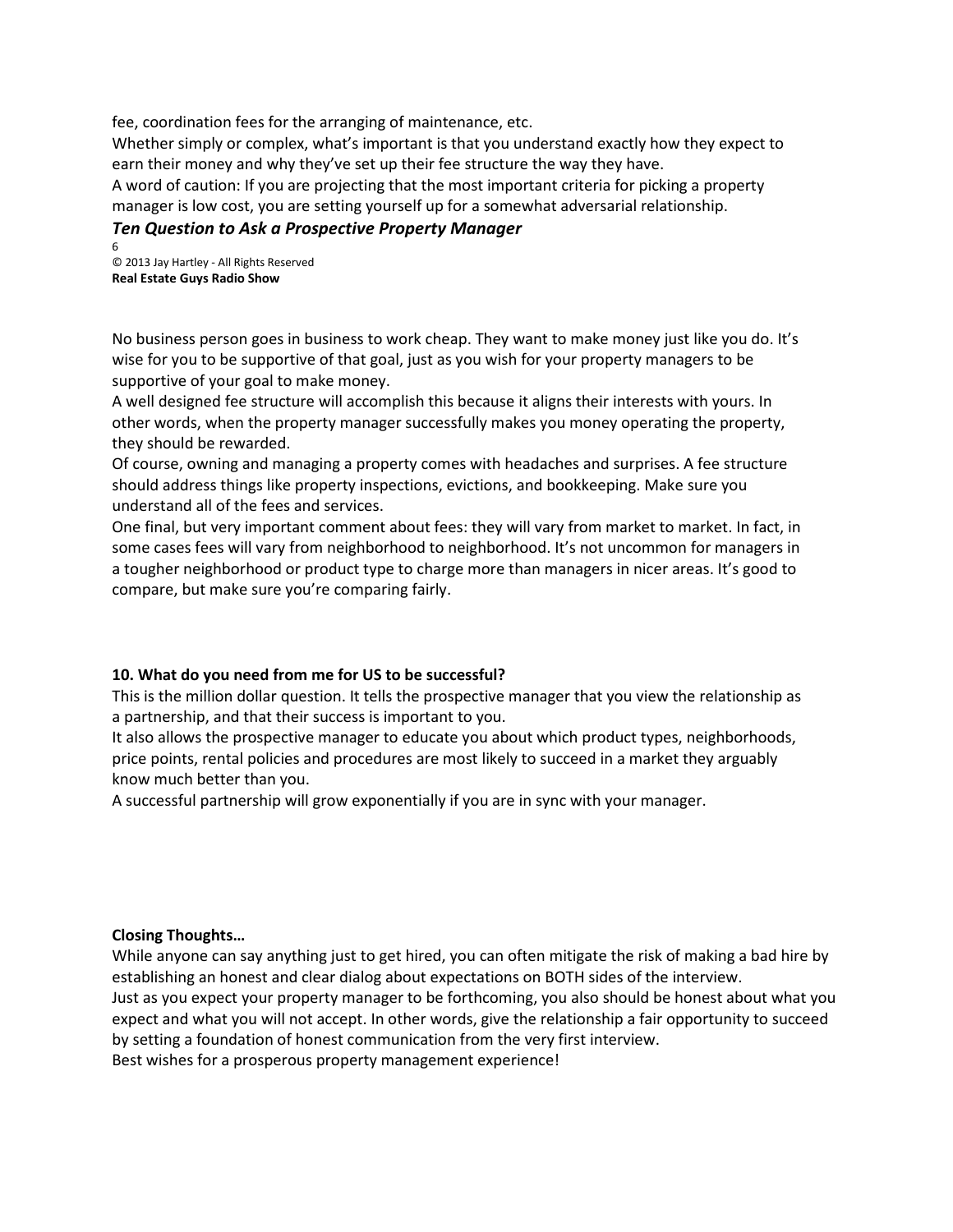fee, coordination fees for the arranging of maintenance, etc.

Whether simply or complex, what's important is that you understand exactly how they expect to earn their money and why they've set up their fee structure the way they have.

A word of caution: If you are projecting that the most important criteria for picking a property manager is low cost, you are setting yourself up for a somewhat adversarial relationship.

No business person goes in business to work cheap. They want to make money just like you do. It's wise for you to be supportive of that goal, just as you wish for your property managers to be supportive of your goal to make money.

A well designed fee structure will accomplish this because it aligns their interests with yours. In other words, when the property manager successfully makes you money operating the property, they should be rewarded.

Of course, owning and managing a property comes with headaches and surprises. A fee structure should address things like property inspections, evictions, and bookkeeping. Make sure you understand all of the fees and services.

One final, but very important comment about fees: they will vary from market to market. In fact, in some cases fees will vary from neighborhood to neighborhood. It's not uncommon for managers in a tougher neighborhood or product type to charge more than managers in nicer areas. It's good to compare, but make sure you're comparing fairly.

**10. What do you need from me for US to be successful?**

This is the million dollar question. It tells the prospective manager that you view the relationship as a partnership, and that their success is important to you.

It also allows the prospective manager to educate you about which product types, neighborhoods, price points, rental policies and procedures are most likely to succeed in a market they arguably know much better than you.

A successful partnership will grow exponentially if you are in sync with your manager.

**Closing Thoughts…**

While anyone can say anything just to get hired, you can often mitigate the risk of making a bad hire by establishing an honest and clear dialog about expectations on BOTH sides of the interview.

Just as you expect your property manager to be forthcoming, you also should be honest about what you expect and what you will not accept. In other words, give the relationship a fair opportunity to succeed by setting a foundation of honest communication from the very first interview.

Best wishes for a prosperous property management experience!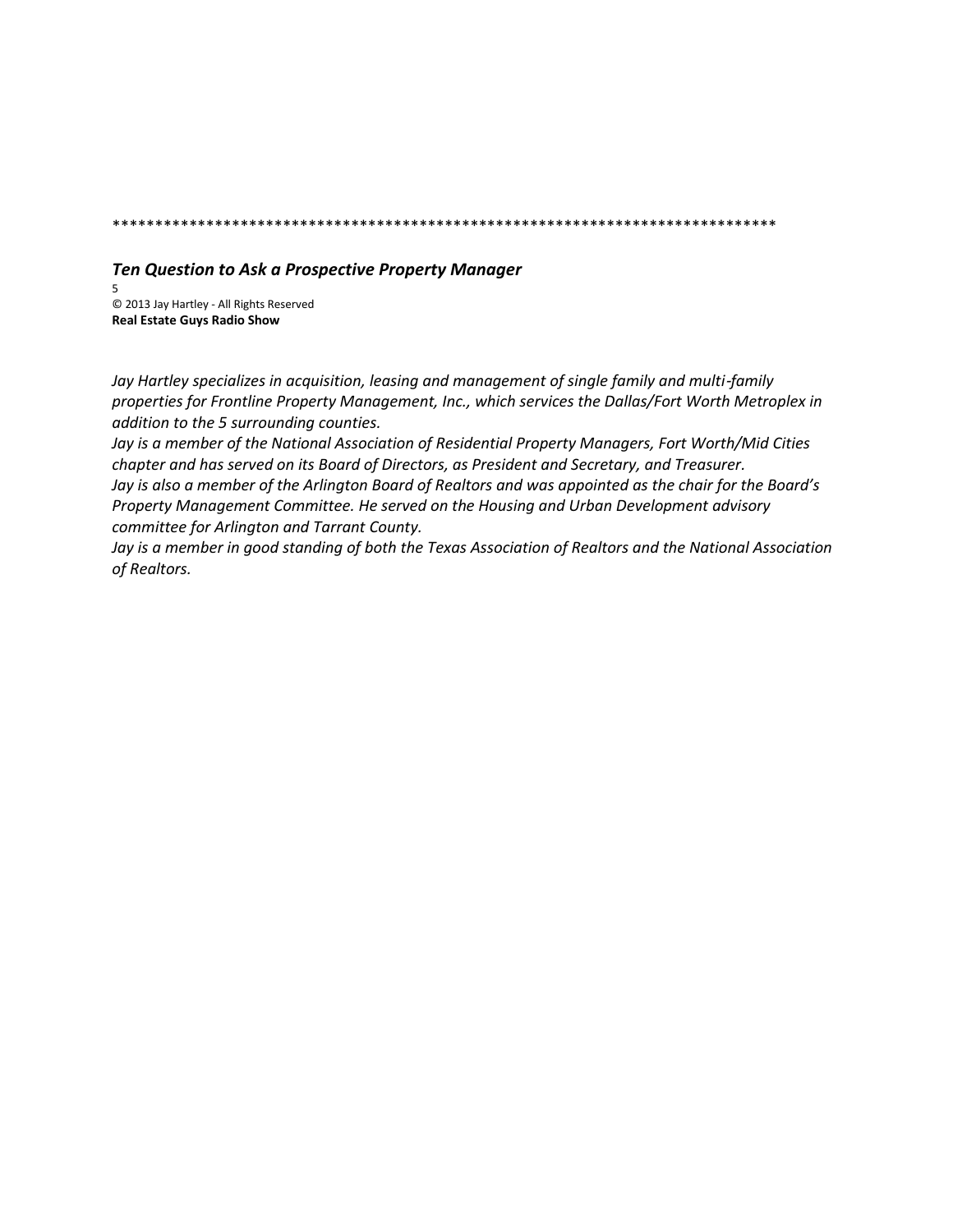*******************************************************************************

*Jay Hartley specializes in acquisition, leasing and management of single family and multi-family properties for Frontline Property Management, Inc., which services the Dallas/Fort Worth Metroplex in addition to the 5 surrounding counties.*
*Jay is a member of the National Association of Residential Property Managers, Fort Worth/Mid Cities chapter and has served on its Board of Directors, as President and Secretary, and Treasurer.*
*Jay is also a member of the Arlington Board of Realtors and was appointed as the chair for the Board's Property Management Committee. He served on the Housing and Urban Development advisory committee for Arlington and Tarrant County.*
*Jay is a member in good standing of both the Texas Association of Realtors and the National Association of Realtors.*